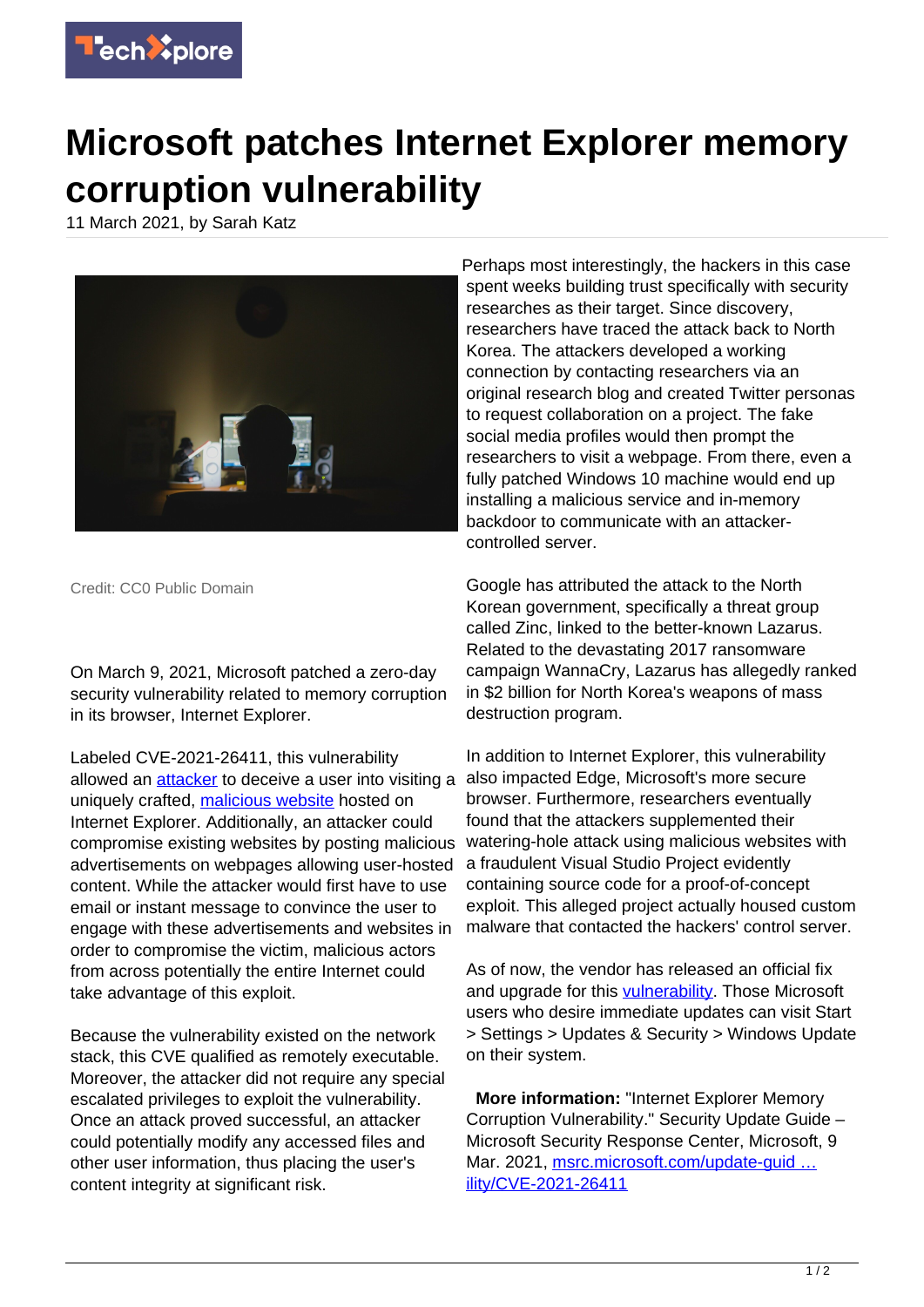# Microsoft patches Internet Explorer memory corruption vulnerability

11 March 2021, by Sarah Katz

Credit: CC0 Public Domain

On March 9, 2021, Microsoft patched a zero-day security vulnerability related to memory corruption in its browser, Internet Explorer.

Labeled CVE-2021-26411, this vulnerability allowed an attacker to deceive a user into visiting a uniquely crafted, malicious website hosted on Internet Explorer. Additionally, an attacker could compromise existing websites by posting malicious advertisements on webpages allowing user-hosted content. While the attacker would first have to use email or instant message to convince the user to engage with these advertisements and websites in order to compromise the victim, malicious actors from across potentially the entire Internet could take advantage of this exploit.

Because the vulnerability existed on the network stack, this CVE qualified as remotely executable. Moreover, the attacker did not require any special escalated privileges to exploit the vulnerability. Once an attack proved successful, an attacker could potentially modify any accessed files and other user information, thus placing the user's content integrity at significant risk.

Perhaps most interestingly, the hackers in this case spent weeks building trust specifically with security researches as their target. Since discovery, researchers have traced the attack back to North Korea. The attackers developed a working connection by contacting researchers via an original research blog and created Twitter personas to request collaboration on a project. The fake social media profiles would then prompt the researchers to visit a webpage. From there, even a fully patched Windows 10 machine would end up installing a malicious service and in-memory backdoor to communicate with an attacker-controlled server.

Google has attributed the attack to the North Korean government, specifically a threat group called Zinc, linked to the better-known Lazarus. Related to the devastating 2017 ransomware campaign WannaCry, Lazarus has allegedly ranked in $2 billion for North Korea's weapons of mass destruction program.

In addition to Internet Explorer, this vulnerability also impacted Edge, Microsoft's more secure browser. Furthermore, researchers eventually found that the attackers supplemented their watering-hole attack using malicious websites with a fraudulent Visual Studio Project evidently containing source code for a proof-of-concept exploit. This alleged project actually housed custom malware that contacted the hackers' control server.

As of now, the vendor has released an official fix and upgrade for this vulnerability. Those Microsoft users who desire immediate updates can visit Start > Settings > Updates & Security > Windows Update on their system.

**More information:** "Internet Explorer Memory Corruption Vulnerability." Security Update Guide – Microsoft Security Response Center, Microsoft, 9 Mar. 2021, msrc.microsoft.com/update-guid … ility/CVE-2021-26411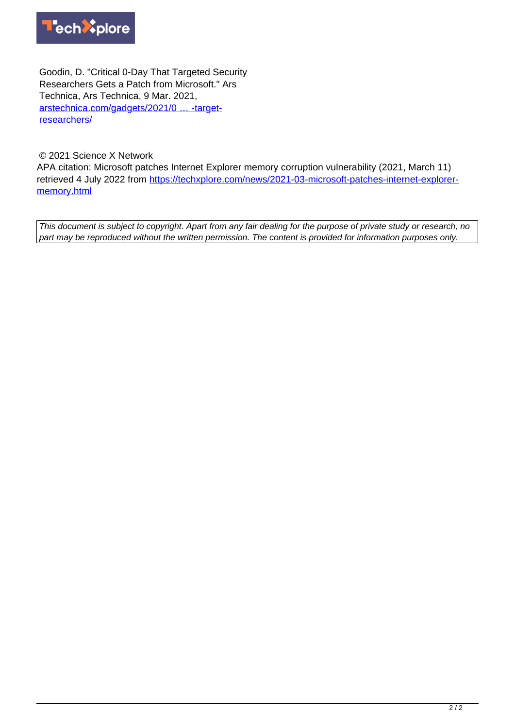Goodin, D. "Critical 0-Day That Targeted Security Researchers Gets a Patch from Microsoft." Ars Technica, Ars Technica, 9 Mar. 2021, arstechnica.com/gadgets/2021/0 … -target-researchers/

© 2021 Science X Network

APA citation: Microsoft patches Internet Explorer memory corruption vulnerability (2021, March 11) retrieved 4 July 2022 from https://techxplore.com/news/2021-03-microsoft-patches-internet-explorer-memory.html

*This document is subject to copyright. Apart from any fair dealing for the purpose of private study or research, no part may be reproduced without the written permission. The content is provided for information purposes only.*